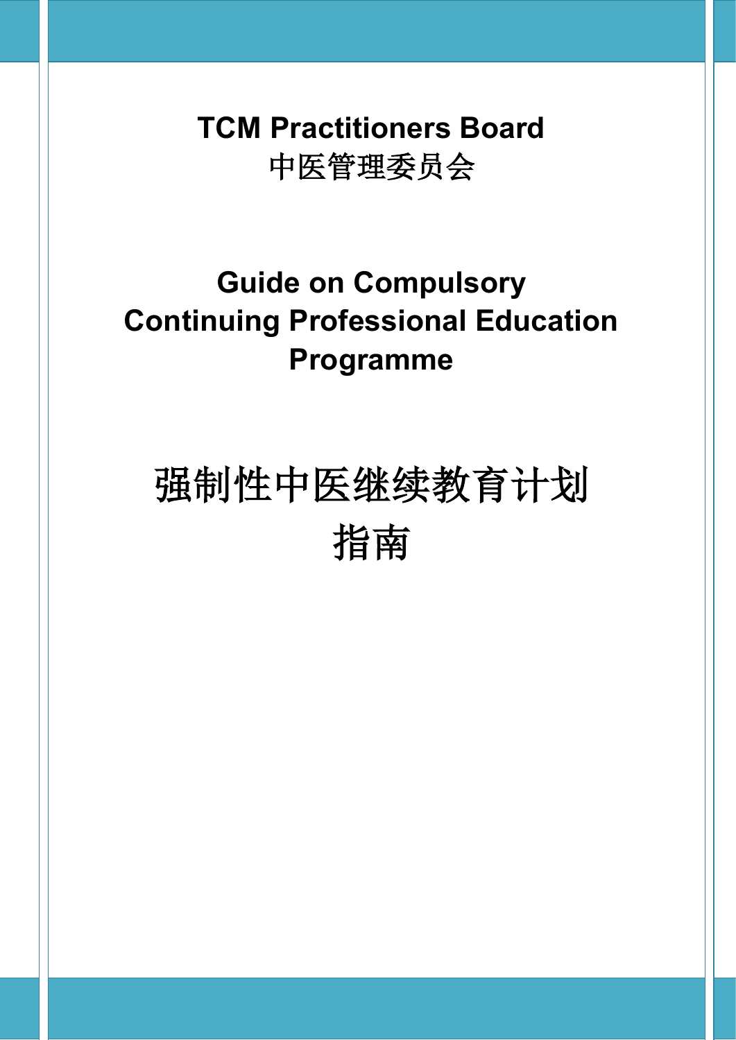# TCM Practitioners Board
# 中医管理委员会

# Guide on Compulsory Continuing Professional Education Programme

# 强制性中医继续教育计划指南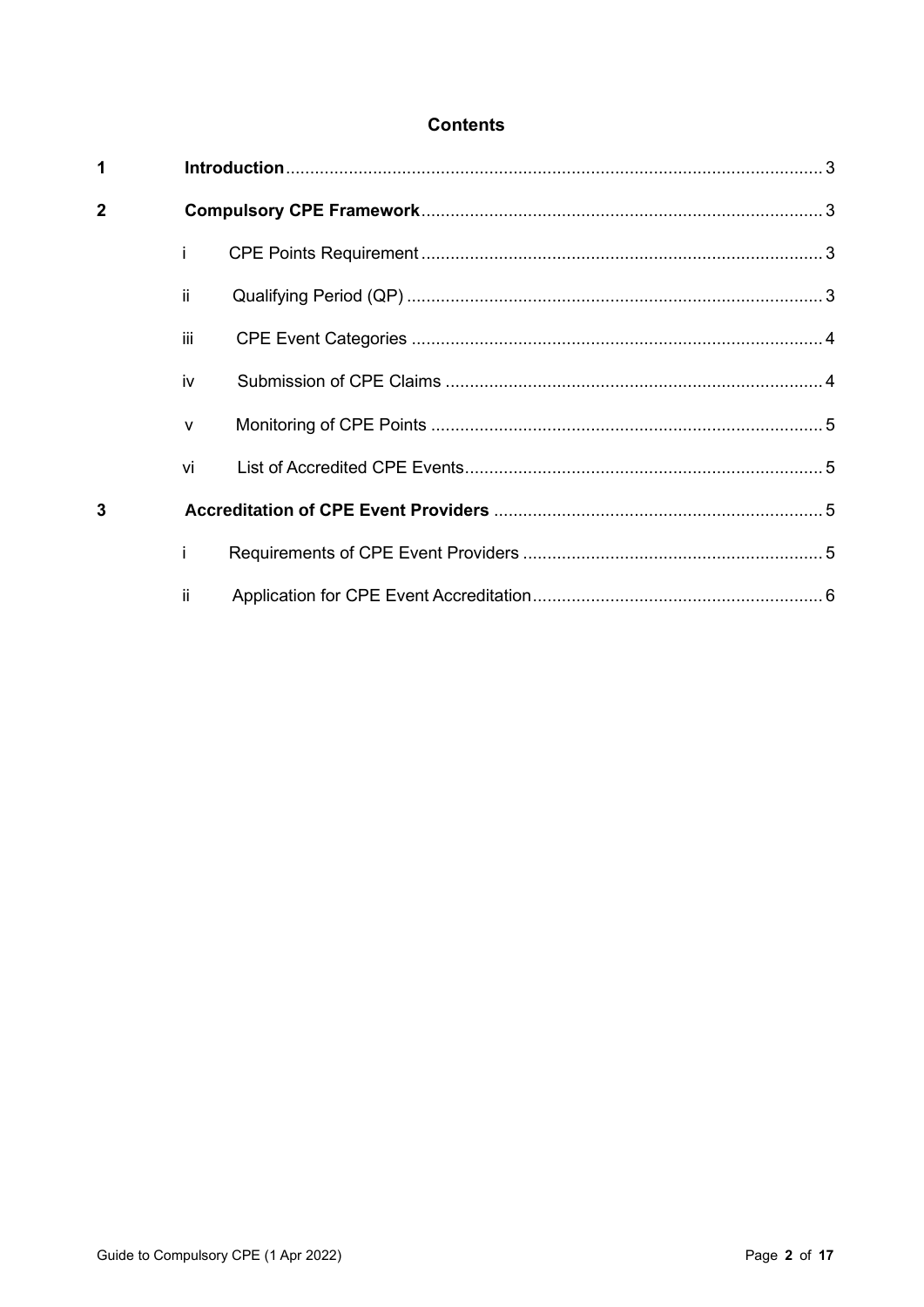**Contents**

| | | | |
|---|---|---|---|
| **1** | **Introduction** | | 3 |
| **2** | **Compulsory CPE Framework** | | 3 |
| | i | CPE Points Requirement | 3 |
| | ii | Qualifying Period (QP) | 3 |
| | iii | CPE Event Categories | 4 |
| | iv | Submission of CPE Claims | 4 |
| | v | Monitoring of CPE Points | 5 |
| | vi | List of Accredited CPE Events | 5 |
| **3** | **Accreditation of CPE Event Providers** | | 5 |
| | i | Requirements of CPE Event Providers | 5 |
| | ii | Application for CPE Event Accreditation | 6 |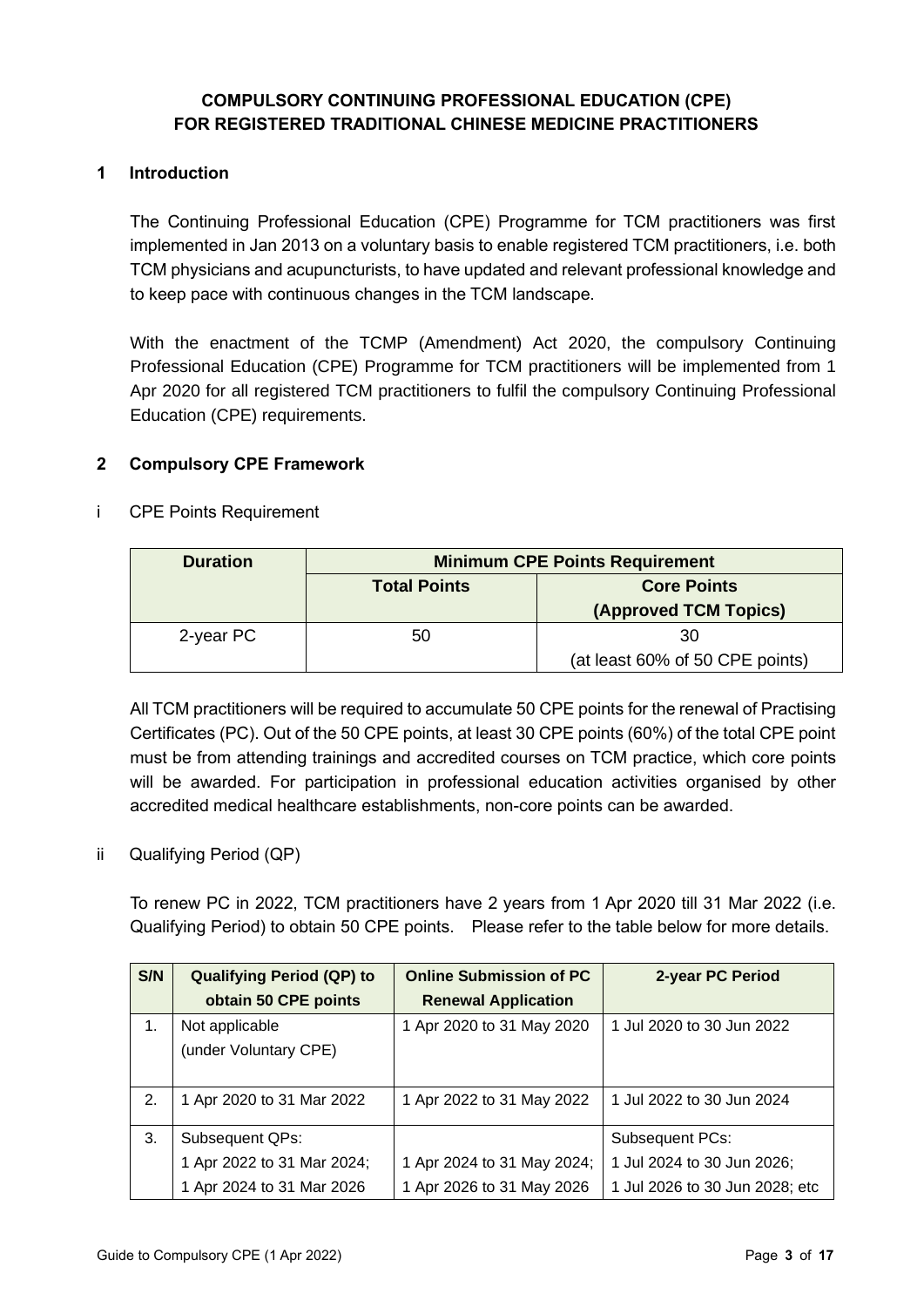# COMPULSORY CONTINUING PROFESSIONAL EDUCATION (CPE) FOR REGISTERED TRADITIONAL CHINESE MEDICINE PRACTITIONERS

## 1 Introduction

The Continuing Professional Education (CPE) Programme for TCM practitioners was first implemented in Jan 2013 on a voluntary basis to enable registered TCM practitioners, i.e. both TCM physicians and acupuncturists, to have updated and relevant professional knowledge and to keep pace with continuous changes in the TCM landscape.

With the enactment of the TCMP (Amendment) Act 2020, the compulsory Continuing Professional Education (CPE) Programme for TCM practitioners will be implemented from 1 Apr 2020 for all registered TCM practitioners to fulfil the compulsory Continuing Professional Education (CPE) requirements.

## 2 Compulsory CPE Framework

### i CPE Points Requirement

| Duration | Minimum CPE Points Requirement | |
|---|---|---|
| | Total Points | Core Points (Approved TCM Topics) |
| 2-year PC | 50 | 30 (at least 60% of 50 CPE points) |

All TCM practitioners will be required to accumulate 50 CPE points for the renewal of Practising Certificates (PC). Out of the 50 CPE points, at least 30 CPE points (60%) of the total CPE point must be from attending trainings and accredited courses on TCM practice, which core points will be awarded. For participation in professional education activities organised by other accredited medical healthcare establishments, non-core points can be awarded.

### ii Qualifying Period (QP)

To renew PC in 2022, TCM practitioners have 2 years from 1 Apr 2020 till 31 Mar 2022 (i.e. Qualifying Period) to obtain 50 CPE points. Please refer to the table below for more details.

| S/N | Qualifying Period (QP) to obtain 50 CPE points | Online Submission of PC Renewal Application | 2-year PC Period |
|---|---|---|---|
| 1. | Not applicable (under Voluntary CPE) | 1 Apr 2020 to 31 May 2020 | 1 Jul 2020 to 30 Jun 2022 |
| 2. | 1 Apr 2020 to 31 Mar 2022 | 1 Apr 2022 to 31 May 2022 | 1 Jul 2022 to 30 Jun 2024 |
| 3. | Subsequent QPs:<br>1 Apr 2022 to 31 Mar 2024;<br>1 Apr 2024 to 31 Mar 2026 | 1 Apr 2024 to 31 May 2024;<br>1 Apr 2026 to 31 May 2026 | Subsequent PCs:<br>1 Jul 2024 to 30 Jun 2026;<br>1 Jul 2026 to 30 Jun 2028; etc |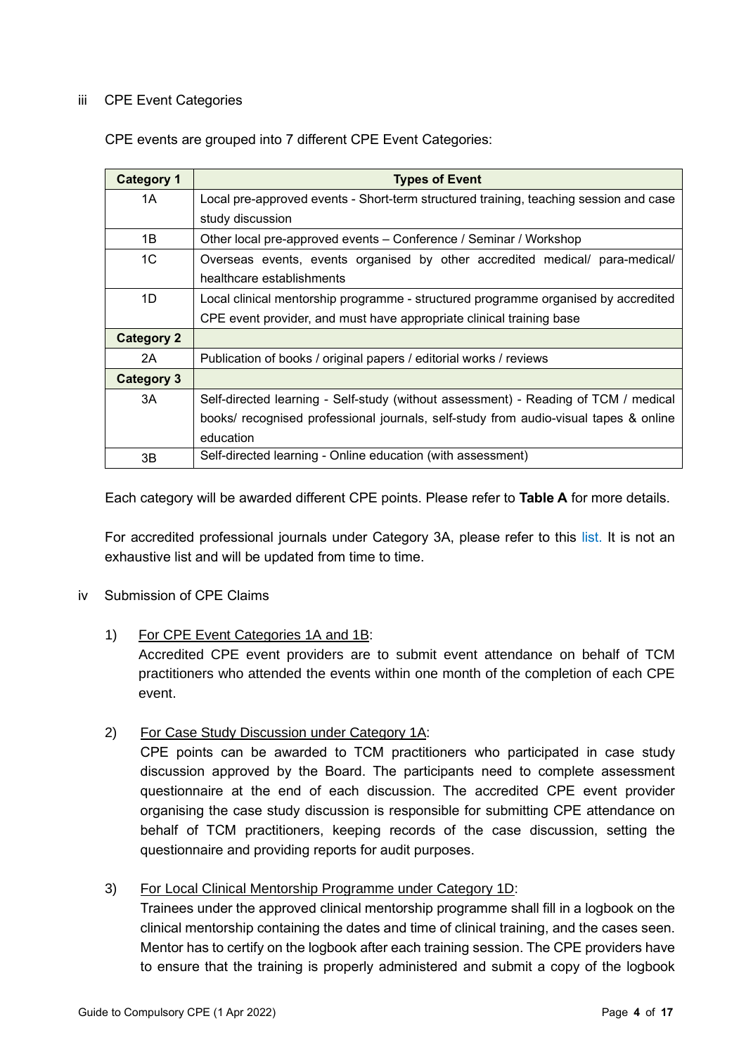iii CPE Event Categories

CPE events are grouped into 7 different CPE Event Categories:

| Category 1 | Types of Event |
|---|---|
| 1A | Local pre-approved events - Short-term structured training, teaching session and case study discussion |
| 1B | Other local pre-approved events – Conference / Seminar / Workshop |
| 1C | Overseas events, events organised by other accredited medical/ para-medical/ healthcare establishments |
| 1D | Local clinical mentorship programme - structured programme organised by accredited CPE event provider, and must have appropriate clinical training base |
| **Category 2** | |
| 2A | Publication of books / original papers / editorial works / reviews |
| **Category 3** | |
| 3A | Self-directed learning - Self-study (without assessment) - Reading of TCM / medical books/ recognised professional journals, self-study from audio-visual tapes & online education |
| 3B | Self-directed learning - Online education (with assessment) |

Each category will be awarded different CPE points. Please refer to **Table A** for more details.

For accredited professional journals under Category 3A, please refer to this list. It is not an exhaustive list and will be updated from time to time.

iv Submission of CPE Claims

1) For CPE Event Categories 1A and 1B:
   Accredited CPE event providers are to submit event attendance on behalf of TCM practitioners who attended the events within one month of the completion of each CPE event.

2) For Case Study Discussion under Category 1A:
   CPE points can be awarded to TCM practitioners who participated in case study discussion approved by the Board. The participants need to complete assessment questionnaire at the end of each discussion. The accredited CPE event provider organising the case study discussion is responsible for submitting CPE attendance on behalf of TCM practitioners, keeping records of the case discussion, setting the questionnaire and providing reports for audit purposes.

3) For Local Clinical Mentorship Programme under Category 1D:
   Trainees under the approved clinical mentorship programme shall fill in a logbook on the clinical mentorship containing the dates and time of clinical training, and the cases seen. Mentor has to certify on the logbook after each training session. The CPE providers have to ensure that the training is properly administered and submit a copy of the logbook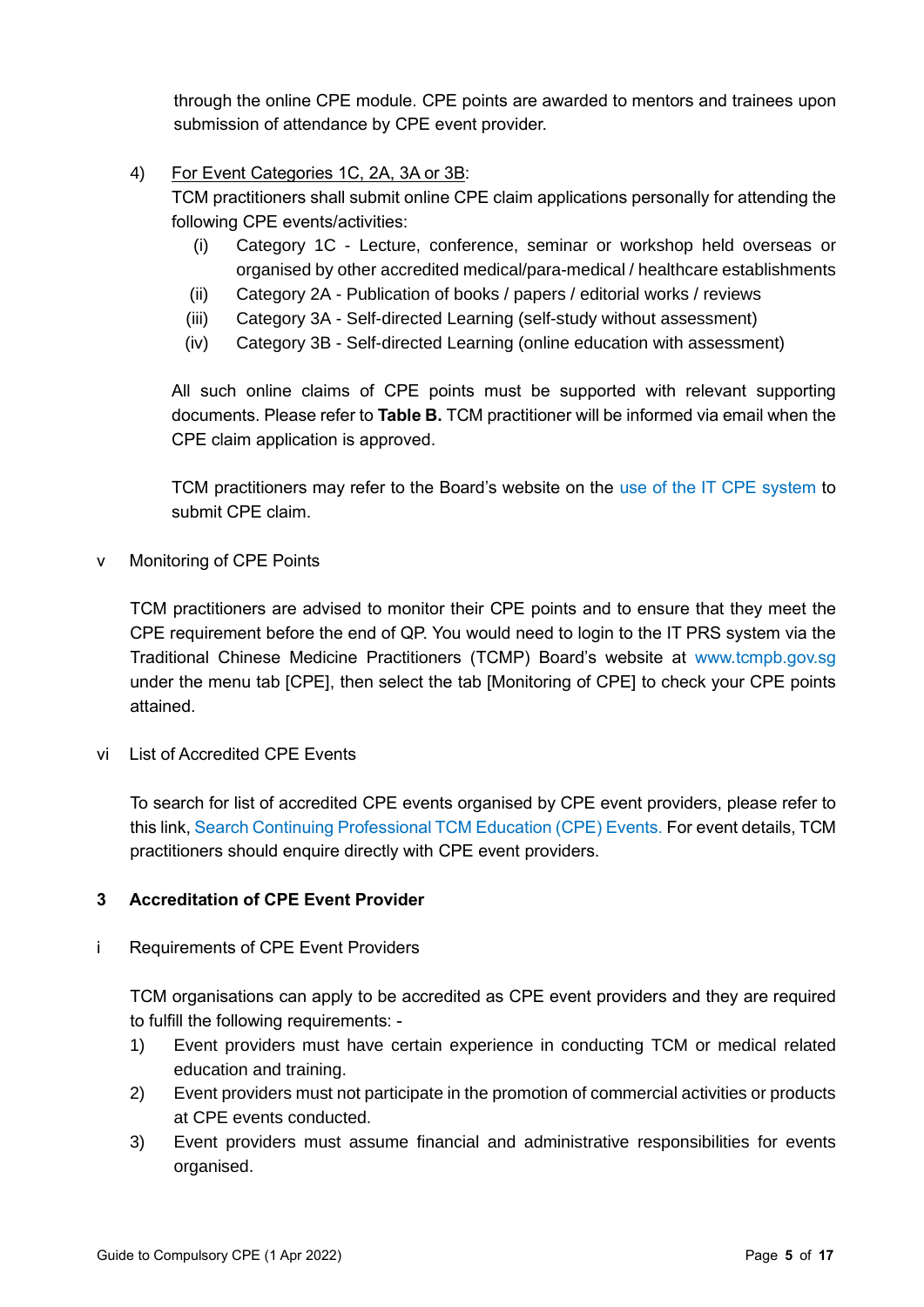through the online CPE module. CPE points are awarded to mentors and trainees upon submission of attendance by CPE event provider.

4) <u>For Event Categories 1C, 2A, 3A or 3B</u>:
TCM practitioners shall submit online CPE claim applications personally for attending the following CPE events/activities:
   (i) Category 1C - Lecture, conference, seminar or workshop held overseas or organised by other accredited medical/para-medical / healthcare establishments
   (ii) Category 2A - Publication of books / papers / editorial works / reviews
   (iii) Category 3A - Self-directed Learning (self-study without assessment)
   (iv) Category 3B - Self-directed Learning (online education with assessment)

All such online claims of CPE points must be supported with relevant supporting documents. Please refer to **Table B.** TCM practitioner will be informed via email when the CPE claim application is approved.

TCM practitioners may refer to the Board's website on the use of the IT CPE system to submit CPE claim.

v Monitoring of CPE Points

TCM practitioners are advised to monitor their CPE points and to ensure that they meet the CPE requirement before the end of QP. You would need to login to the IT PRS system via the Traditional Chinese Medicine Practitioners (TCMP) Board's website at www.tcmpb.gov.sg under the menu tab [CPE], then select the tab [Monitoring of CPE] to check your CPE points attained.

vi List of Accredited CPE Events

To search for list of accredited CPE events organised by CPE event providers, please refer to this link, Search Continuing Professional TCM Education (CPE) Events. For event details, TCM practitioners should enquire directly with CPE event providers.

## 3 Accreditation of CPE Event Provider

i Requirements of CPE Event Providers

TCM organisations can apply to be accredited as CPE event providers and they are required to fulfill the following requirements: -

1) Event providers must have certain experience in conducting TCM or medical related education and training.
2) Event providers must not participate in the promotion of commercial activities or products at CPE events conducted.
3) Event providers must assume financial and administrative responsibilities for events organised.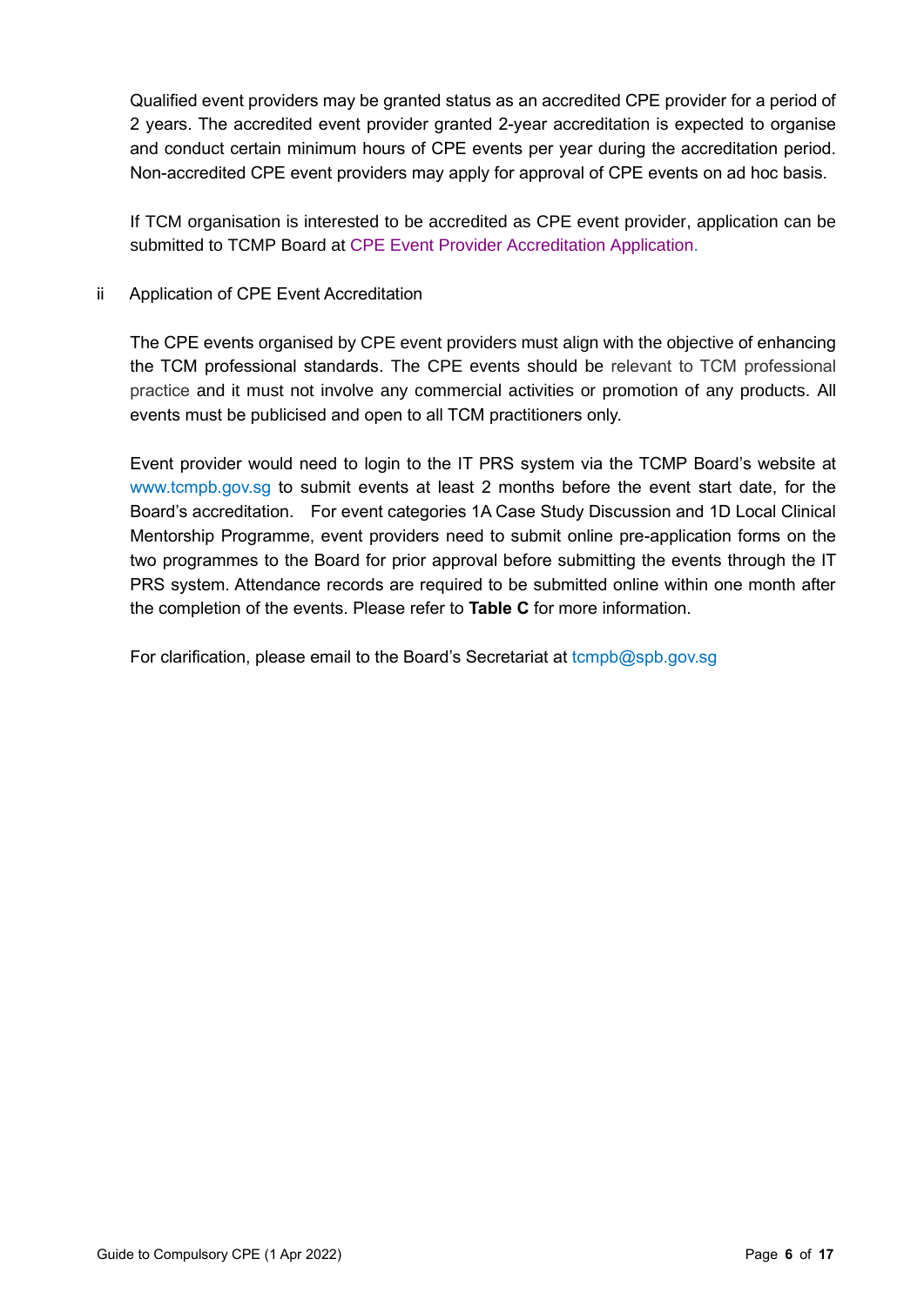Qualified event providers may be granted status as an accredited CPE provider for a period of 2 years. The accredited event provider granted 2-year accreditation is expected to organise and conduct certain minimum hours of CPE events per year during the accreditation period. Non-accredited CPE event providers may apply for approval of CPE events on ad hoc basis.

If TCM organisation is interested to be accredited as CPE event provider, application can be submitted to TCMP Board at CPE Event Provider Accreditation Application.

ii Application of CPE Event Accreditation

The CPE events organised by CPE event providers must align with the objective of enhancing the TCM professional standards. The CPE events should be relevant to TCM professional practice and it must not involve any commercial activities or promotion of any products. All events must be publicised and open to all TCM practitioners only.

Event provider would need to login to the IT PRS system via the TCMP Board's website at www.tcmpb.gov.sg to submit events at least 2 months before the event start date, for the Board's accreditation. For event categories 1A Case Study Discussion and 1D Local Clinical Mentorship Programme, event providers need to submit online pre-application forms on the two programmes to the Board for prior approval before submitting the events through the IT PRS system. Attendance records are required to be submitted online within one month after the completion of the events. Please refer to **Table C** for more information.

For clarification, please email to the Board's Secretariat at tcmpb@spb.gov.sg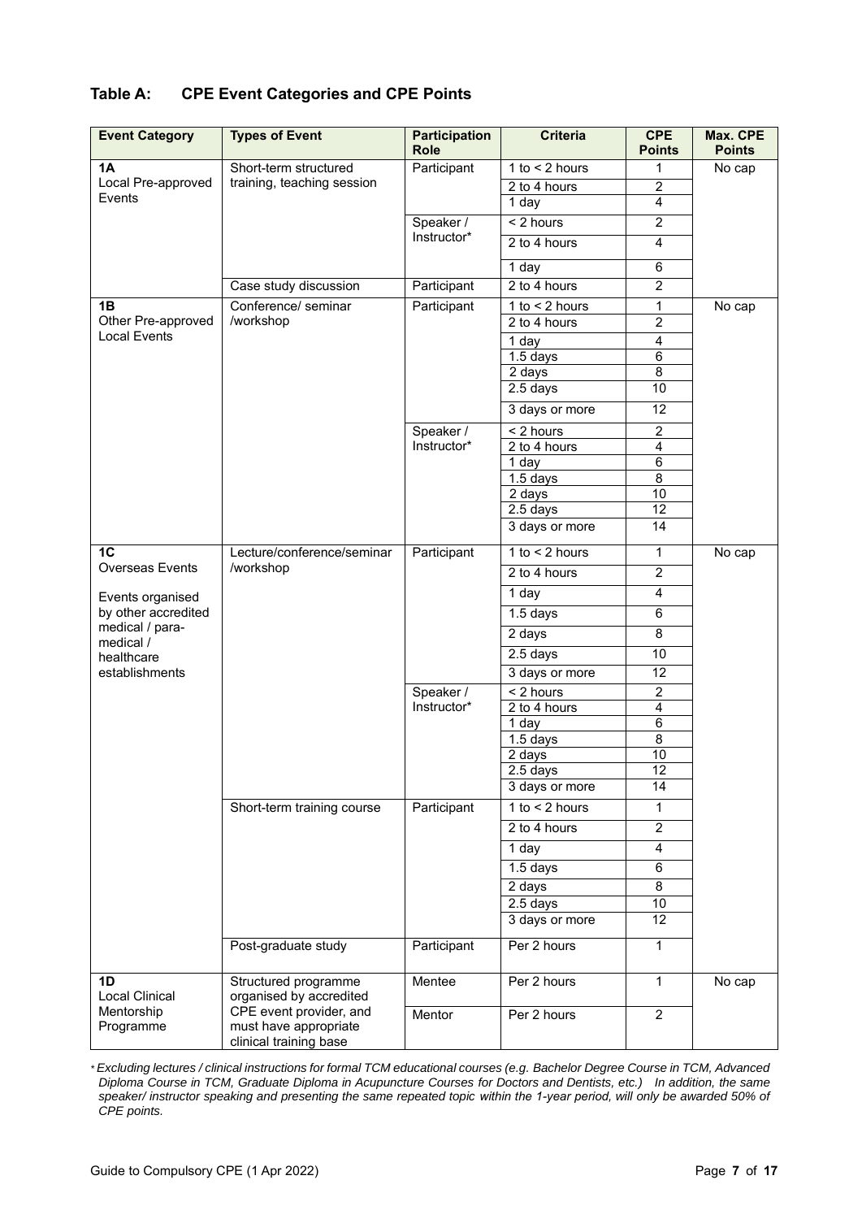## Table A: CPE Event Categories and CPE Points

| Event Category | Types of Event | Participation Role | Criteria | CPE Points | Max. CPE Points |
|---|---|---|---|---|---|
| **1A** Local Pre-approved Events | Short-term structured training, teaching session | Participant | 1 to < 2 hours | 1 | No cap |
| | | | 2 to 4 hours | 2 | |
| | | | 1 day | 4 | |
| | | Speaker / Instructor* | < 2 hours | 2 | |
| | | | 2 to 4 hours | 4 | |
| | | | 1 day | 6 | |
| | Case study discussion | Participant | 2 to 4 hours | 2 | |
| **1B** Other Pre-approved Local Events | Conference/ seminar /workshop | Participant | 1 to < 2 hours | 1 | No cap |
| | | | 2 to 4 hours | 2 | |
| | | | 1 day | 4 | |
| | | | 1.5 days | 6 | |
| | | | 2 days | 8 | |
| | | | 2.5 days | 10 | |
| | | | 3 days or more | 12 | |
| | | Speaker / Instructor* | < 2 hours | 2 | |
| | | | 2 to 4 hours | 4 | |
| | | | 1 day | 6 | |
| | | | 1.5 days | 8 | |
| | | | 2 days | 10 | |
| | | | 2.5 days | 12 | |
| | | | 3 days or more | 14 | |
| **1C** Overseas Events<br><br>Events organised by other accredited medical / para-medical / healthcare establishments | Lecture/conference/seminar /workshop | Participant | 1 to < 2 hours | 1 | No cap |
| | | | 2 to 4 hours | 2 | |
| | | | 1 day | 4 | |
| | | | 1.5 days | 6 | |
| | | | 2 days | 8 | |
| | | | 2.5 days | 10 | |
| | | | 3 days or more | 12 | |
| | | Speaker / Instructor* | < 2 hours | 2 | |
| | | | 2 to 4 hours | 4 | |
| | | | 1 day | 6 | |
| | | | 1.5 days | 8 | |
| | | | 2 days | 10 | |
| | | | 2.5 days | 12 | |
| | | | 3 days or more | 14 | |
| | Short-term training course | Participant | 1 to < 2 hours | 1 | |
| | | | 2 to 4 hours | 2 | |
| | | | 1 day | 4 | |
| | | | 1.5 days | 6 | |
| | | | 2 days | 8 | |
| | | | 2.5 days | 10 | |
| | | | 3 days or more | 12 | |
| | Post-graduate study | Participant | Per 2 hours | 1 | |
| **1D** Local Clinical Mentorship Programme | Structured programme organised by accredited CPE event provider, and must have appropriate clinical training base | Mentee | Per 2 hours | 1 | No cap |
| | | Mentor | Per 2 hours | 2 | |

*\* Excluding lectures / clinical instructions for formal TCM educational courses (e.g. Bachelor Degree Course in TCM, Advanced Diploma Course in TCM, Graduate Diploma in Acupuncture Courses for Doctors and Dentists, etc.) In addition, the same speaker/ instructor speaking and presenting the same repeated topic within the 1-year period, will only be awarded 50% of CPE points.*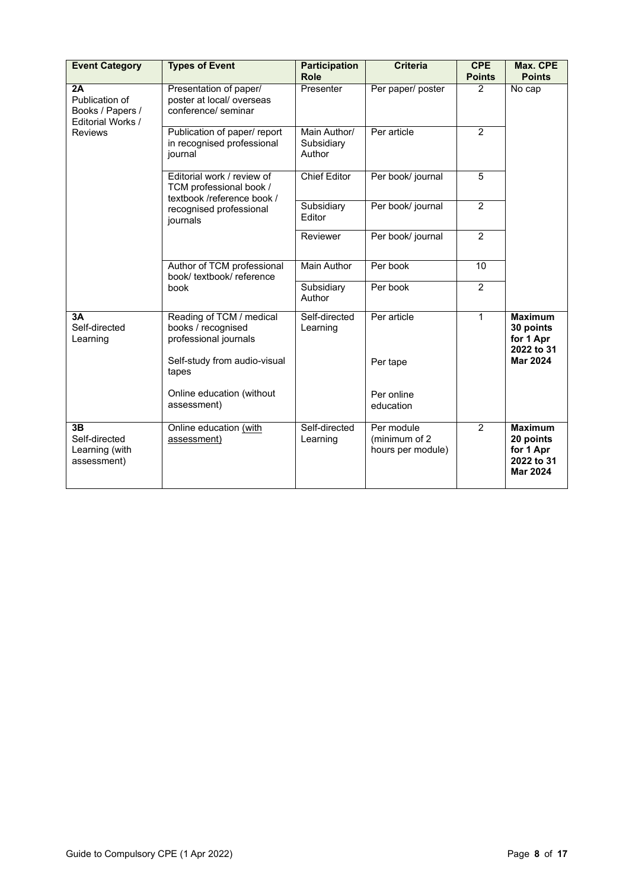| Event Category | Types of Event | Participation Role | Criteria | CPE Points | Max. CPE Points |
|---|---|---|---|---|---|
| **2A** Publication of Books / Papers / Editorial Works / Reviews | Presentation of paper/ poster at local/ overseas conference/ seminar | Presenter | Per paper/ poster | 2 | No cap |
| | Publication of paper/ report in recognised professional journal | Main Author/ Subsidiary Author | Per article | 2 | |
| | Editorial work / review of TCM professional book / textbook /reference book / recognised professional journals | Chief Editor | Per book/ journal | 5 | |
| | | Subsidiary Editor | Per book/ journal | 2 | |
| | | Reviewer | Per book/ journal | 2 | |
| | Author of TCM professional book/ textbook/ reference book | Main Author | Per book | 10 | |
| | | Subsidiary Author | Per book | 2 | |
| **3A** Self-directed Learning | Reading of TCM / medical books / recognised professional journals | Self-directed Learning | Per article | 1 | **Maximum 30 points for 1 Apr 2022 to 31 Mar 2024** |
| | Self-study from audio-visual tapes | | Per tape | | |
| | Online education (without assessment) | | Per online education | | |
| **3B** Self-directed Learning (with assessment) | Online education <u>(with assessment)</u> | Self-directed Learning | Per module (minimum of 2 hours per module) | 2 | **Maximum 20 points for 1 Apr 2022 to 31 Mar 2024** |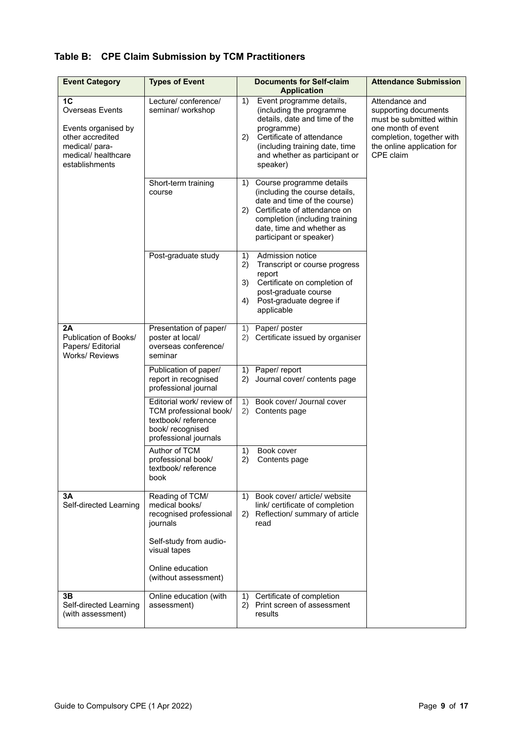## Table B: CPE Claim Submission by TCM Practitioners

| Event Category | Types of Event | Documents for Self-claim Application | Attendance Submission |
|---|---|---|---|
| **1C** Overseas Events<br><br>Events organised by other accredited medical/ para-medical/ healthcare establishments | Lecture/ conference/ seminar/ workshop | 1) Event programme details, (including the programme details, date and time of the programme)<br>2) Certificate of attendance (including training date, time and whether as participant or speaker) | Attendance and supporting documents must be submitted within one month of event completion, together with the online application for CPE claim |
| | Short-term training course | 1) Course programme details (including the course details, date and time of the course)<br>2) Certificate of attendance on completion (including training date, time and whether as participant or speaker) | |
| | Post-graduate study | 1) Admission notice<br>2) Transcript or course progress report<br>3) Certificate on completion of post-graduate course<br>4) Post-graduate degree if applicable | |
| **2A** Publication of Books/ Papers/ Editorial Works/ Reviews | Presentation of paper/ poster at local/ overseas conference/ seminar | 1) Paper/ poster<br>2) Certificate issued by organiser | |
| | Publication of paper/ report in recognised professional journal | 1) Paper/ report<br>2) Journal cover/ contents page | |
| | Editorial work/ review of TCM professional book/ textbook/ reference book/ recognised professional journals | 1) Book cover/ Journal cover<br>2) Contents page | |
| | Author of TCM professional book/ textbook/ reference book | 1) Book cover<br>2) Contents page | |
| **3A** Self-directed Learning | Reading of TCM/ medical books/ recognised professional journals<br><br>Self-study from audio-visual tapes<br><br>Online education (without assessment) | 1) Book cover/ article/ website link/ certificate of completion<br>2) Reflection/ summary of article read | |
| **3B** Self-directed Learning (with assessment) | Online education (with assessment) | 1) Certificate of completion<br>2) Print screen of assessment results | |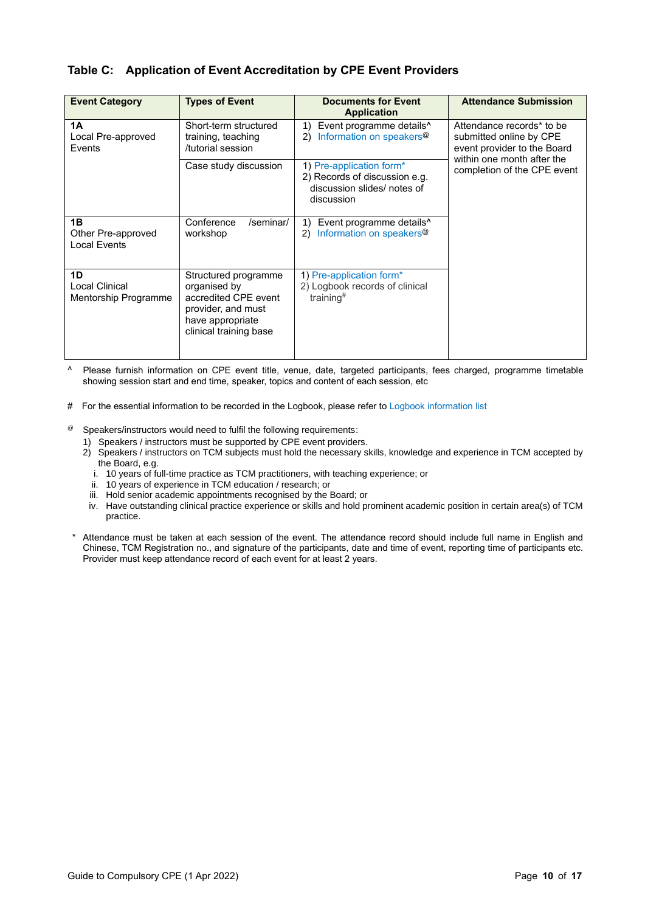### Table C: Application of Event Accreditation by CPE Event Providers

| Event Category | Types of Event | Documents for Event Application | Attendance Submission |
|---|---|---|---|
| **1A** Local Pre-approved Events | Short-term structured training, teaching /tutorial session | 1) Event programme details^ 2) Information on speakers@ | Attendance records* to be submitted online by CPE event provider to the Board within one month after the completion of the CPE event |
| | Case study discussion | 1) Pre-application form* 2) Records of discussion e.g. discussion slides/ notes of discussion | |
| **1B** Other Pre-approved Local Events | Conference /seminar/ workshop | 1) Event programme details^ 2) Information on speakers@ | |
| **1D** Local Clinical Mentorship Programme | Structured programme organised by accredited CPE event provider, and must have appropriate clinical training base | 1) Pre-application form* 2) Logbook records of clinical training# | |

^ Please furnish information on CPE event title, venue, date, targeted participants, fees charged, programme timetable showing session start and end time, speaker, topics and content of each session, etc

\# For the essential information to be recorded in the Logbook, please refer to Logbook information list

@ Speakers/instructors would need to fulfil the following requirements:

1) Speakers / instructors must be supported by CPE event providers.
2) Speakers / instructors on TCM subjects must hold the necessary skills, knowledge and experience in TCM accepted by the Board, e.g.
   1. 10 years of full-time practice as TCM practitioners, with teaching experience; or
   2. 10 years of experience in TCM education / research; or
   3. Hold senior academic appointments recognised by the Board; or
   4. Have outstanding clinical practice experience or skills and hold prominent academic position in certain area(s) of TCM practice.

\* Attendance must be taken at each session of the event. The attendance record should include full name in English and Chinese, TCM Registration no., and signature of the participants, date and time of event, reporting time of participants etc. Provider must keep attendance record of each event for at least 2 years.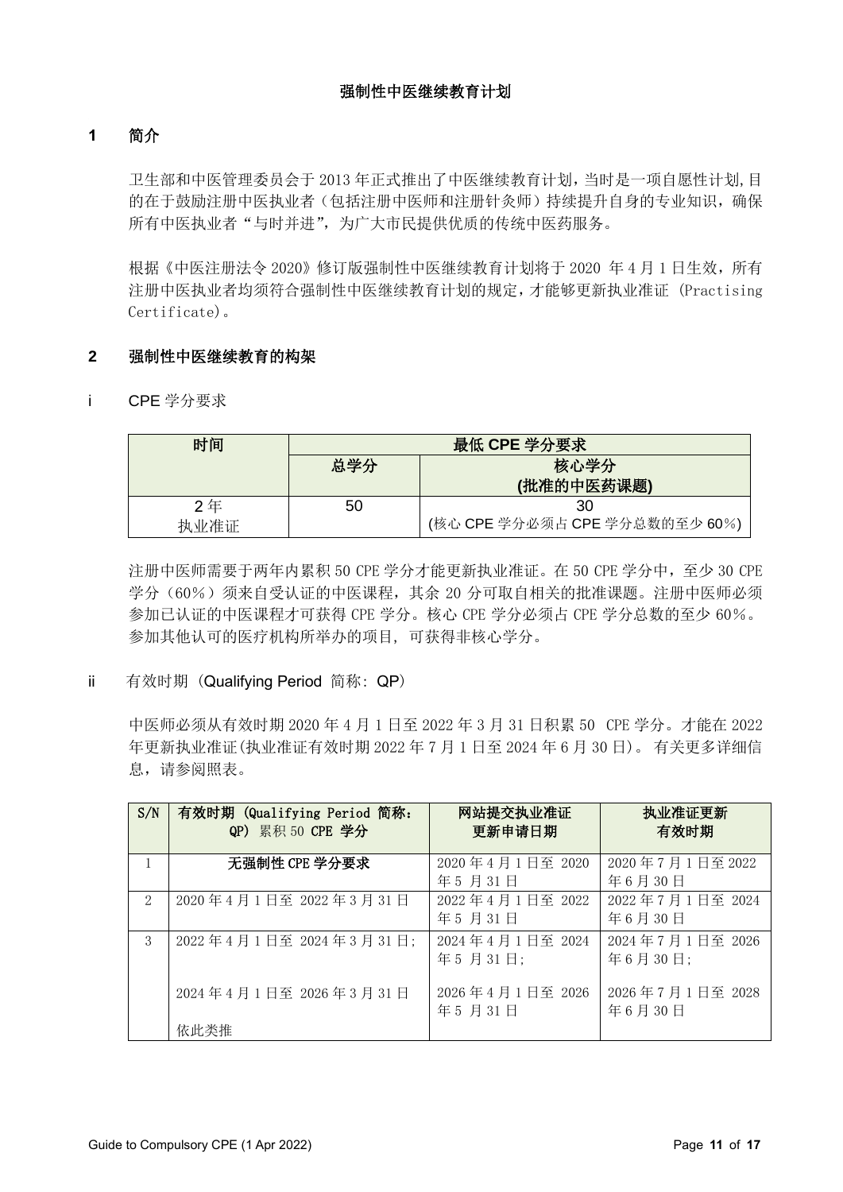**强制性中医继续教育计划**

## 1 简介

卫生部和中医管理委员会于 2013 年正式推出了中医继续教育计划，当时是一项自愿性计划,目的在于鼓励注册中医执业者（包括注册中医师和注册针灸师）持续提升自身的专业知识，确保所有中医执业者“与时并进”，为广大市民提供优质的传统中医药服务。

根据《中医注册法令 2020》修订版强制性中医继续教育计划将于 2020 年 4 月 1 日生效，所有注册中医执业者均须符合强制性中医继续教育计划的规定，才能够更新执业准证 (Practising Certificate)。

## 2 强制性中医继续教育的构架

i CPE 学分要求

| 时间 | 最低 CPE 学分要求 | |
|---|---|---|
| | 总学分 | 核心学分<br>(批准的中医药课题) |
| 2 年<br>执业准证 | 50 | 30<br>(核心 CPE 学分必须占 CPE 学分总数的至少 60%) |

注册中医师需要于两年内累积 50 CPE 学分才能更新执业准证。在 50 CPE 学分中，至少 30 CPE 学分（60%）须来自受认证的中医课程，其余 20 分可取自相关的批准课题。注册中医师必须参加已认证的中医课程才可获得 CPE 学分。核心 CPE 学分必须占 CPE 学分总数的至少 60%。参加其他认可的医疗机构所举办的项目, 可获得非核心学分。

ii 有效时期 (Qualifying Period 简称: QP)

中医师必须从有效时期 2020 年 4 月 1 日至 2022 年 3 月 31 日积累 50 CPE 学分。才能在 2022 年更新执业准证(执业准证有效时期 2022 年 7 月 1 日至 2024 年 6 月 30 日)。 有关更多详细信息，请参阅照表。

| S/N | 有效时期 (Qualifying Period 简称: QP) 累积 50 CPE 学分 | 网站提交执业准证更新申请日期 | 执业准证更新有效时期 |
|---|---|---|---|
| 1 | 无强制性 CPE 学分要求 | 2020 年 4 月 1 日至 2020 年 5 月 31 日 | 2020 年 7 月 1 日至 2022 年 6 月 30 日 |
| 2 | 2020 年 4 月 1 日至 2022 年 3 月 31 日 | 2022 年 4 月 1 日至 2022 年 5 月 31 日 | 2022 年 7 月 1 日至 2024 年 6 月 30 日 |
| 3 | 2022 年 4 月 1 日至 2024 年 3 月 31 日;<br><br>2024 年 4 月 1 日至 2026 年 3 月 31 日<br><br>依此类推 | 2024 年 4 月 1 日至 2024 年 5 月 31 日;<br><br>2026 年 4 月 1 日至 2026 年 5 月 31 日 | 2024 年 7 月 1 日至 2026 年 6 月 30 日;<br><br>2026 年 7 月 1 日至 2028 年 6 月 30 日 |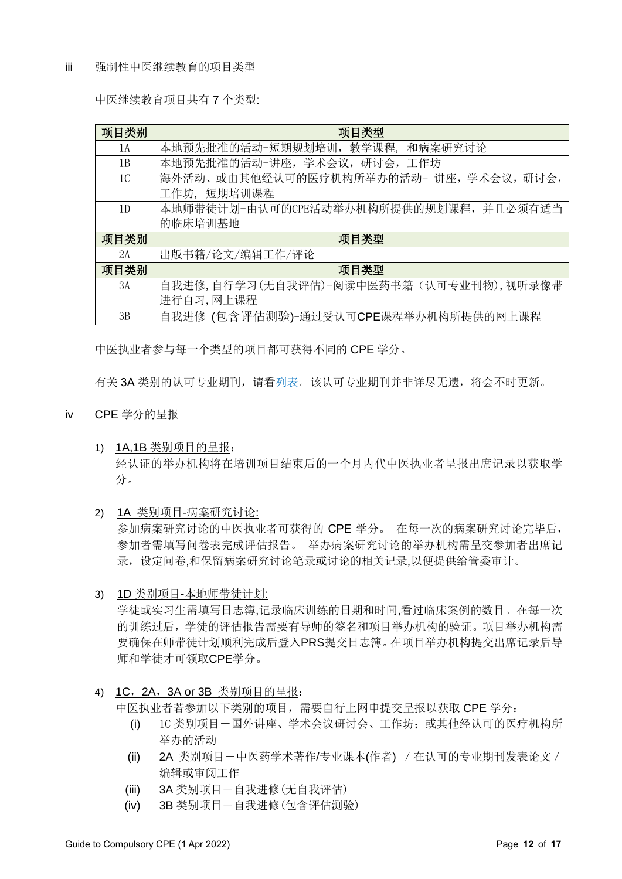iii 强制性中医继续教育的项目类型

中医继续教育项目共有 7 个类型:

| 项目类别 | 项目类型 |
|---|---|
| 1A | 本地预先批准的活动-短期规划培训，教学课程， 和病案研究讨论 |
| 1B | 本地预先批准的活动-讲座，学术会议，研讨会，工作坊 |
| 1C | 海外活动、或由其他经认可的医疗机构所举办的活动- 讲座，学术会议，研讨会，工作坊， 短期培训课程 |
| 1D | 本地师带徒计划-由认可的CPE活动举办机构所提供的规划课程，并且必须有适当的临床培训基地 |
| **项目类别** | **项目类型** |
| 2A | 出版书籍/论文/编辑工作/评论 |
| **项目类别** | **项目类型** |
| 3A | 自我进修,自行学习(无自我评估)-阅读中医药书籍（认可专业刊物),视听录像带进行自习,网上课程 |
| 3B | 自我进修 (包含评估测验)-通过受认可CPE课程举办机构所提供的网上课程 |

中医执业者参与每一个类型的项目都可获得不同的 CPE 学分。

有关 3A 类别的认可专业期刊，请看列表。该认可专业期刊并非详尽无遗，将会不时更新。

iv CPE 学分的呈报

1) 1A,1B 类别项目的呈报：
   经认证的举办机构将在培训项目结束后的一个月内代中医执业者呈报出席记录以获取学分。

2) 1A 类别项目-病案研究讨论:
   参加病案研究讨论的中医执业者可获得的 CPE 学分。 在每一次的病案研究讨论完毕后，参加者需填写问卷表完成评估报告。 举办病案研究讨论的举办机构需呈交参加者出席记录，设定问卷,和保留病案研究讨论笔录或讨论的相关记录,以便提供给管委审计。

3) 1D 类别项目-本地师带徒计划:
   学徒或实习生需填写日志簿,记录临床训练的日期和时间,看过临床案例的数目。在每一次的训练过后，学徒的评估报告需要有导师的签名和项目举办机构的验证。项目举办机构需要确保在师带徒计划顺利完成后登入PRS提交日志簿。在项目举办机构提交出席记录后导师和学徒才可领取CPE学分。

4) 1C，2A，3A or 3B 类别项目的呈报：
   中医执业者若参加以下类别的项目，需要自行上网申提交呈报以获取 CPE 学分：
   (i) 1C 类别项目－国外讲座、学术会议研讨会、工作坊；或其他经认可的医疗机构所举办的活动
   (ii) 2A 类别项目－中医药学术著作/专业课本(作者) ／在认可的专业期刊发表论文／编辑或审阅工作
   (iii) 3A 类别项目－自我进修(无自我评估)
   (iv) 3B 类别项目－自我进修(包含评估测验)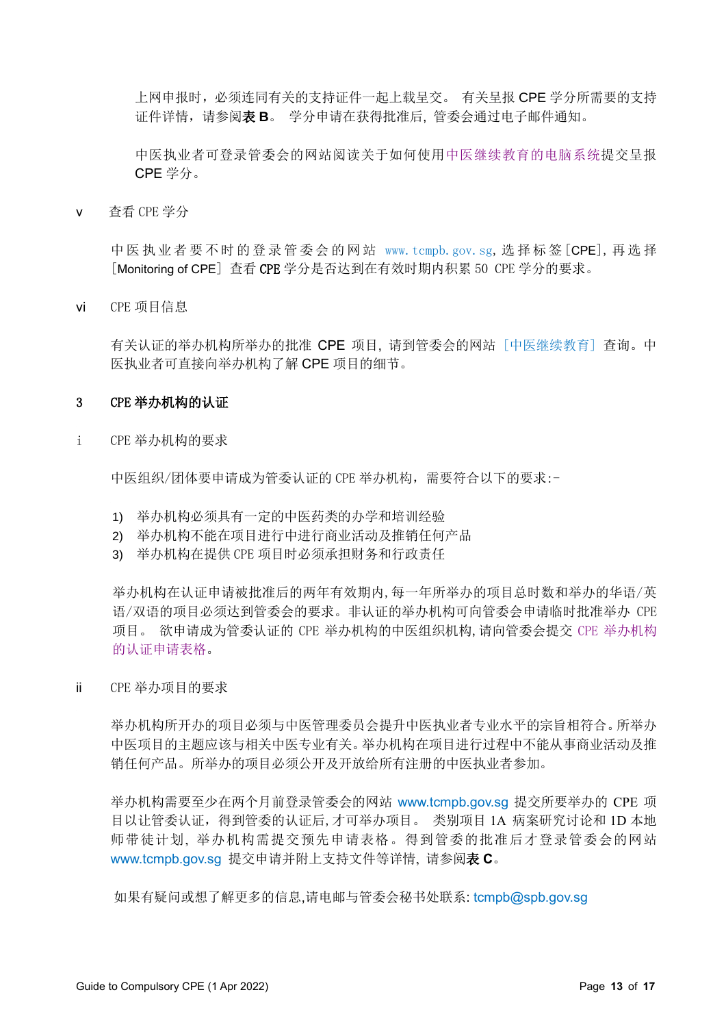上网申报时，必须连同有关的支持证件一起上载呈交。 有关呈报 CPE 学分所需要的支持证件详情，请参阅**表 B**。 学分申请在获得批准后, 管委会通过电子邮件通知。

中医执业者可登录管委会的网站阅读关于如何使用中医继续教育的电脑系统提交呈报 CPE 学分。

v　查看 CPE 学分

中医执业者要不时的登录管委会的网站 www.tcmpb.gov.sg, 选择标签[CPE], 再选择［Monitoring of CPE］查看 CPE 学分是否达到在有效时期内积累 50 CPE 学分的要求。

vi　CPE 项目信息

有关认证的举办机构所举办的批准 CPE 项目, 请到管委会的网站［中医继续教育］查询。中医执业者可直接向举办机构了解 CPE 项目的细节。

## 3　CPE 举办机构的认证

i　CPE 举办机构的要求

中医组织/团体要申请成为管委认证的 CPE 举办机构，需要符合以下的要求:-

1) 举办机构必须具有一定的中医药类的办学和培训经验
2) 举办机构不能在项目进行中进行商业活动及推销任何产品
3) 举办机构在提供 CPE 项目时必须承担财务和行政责任

举办机构在认证申请被批准后的两年有效期内,每一年所举办的项目总时数和举办的华语/英语/双语的项目必须达到管委会的要求。非认证的举办机构可向管委会申请临时批准举办 CPE 项目。 欲申请成为管委认证的 CPE 举办机构的中医组织机构,请向管委会提交 CPE 举办机构的认证申请表格。

ii　CPE 举办项目的要求

举办机构所开办的项目必须与中医管理委员会提升中医执业者专业水平的宗旨相符合。所举办中医项目的主题应该与相关中医专业有关。举办机构在项目进行过程中不能从事商业活动及推销任何产品。所举办的项目必须公开及开放给所有注册的中医执业者参加。

举办机构需要至少在两个月前登录管委会的网站 www.tcmpb.gov.sg 提交所要举办的 CPE 项目以让管委认证，得到管委的认证后,才可举办项目。 类别项目 1A 病案研究讨论和 1D 本地师带徒计划，举办机构需提交预先申请表格。得到管委的批准后才登录管委会的网站 www.tcmpb.gov.sg 提交申请并附上支持文件等详情，请参阅**表 C**。

如果有疑问或想了解更多的信息,请电邮与管委会秘书处联系: tcmpb@spb.gov.sg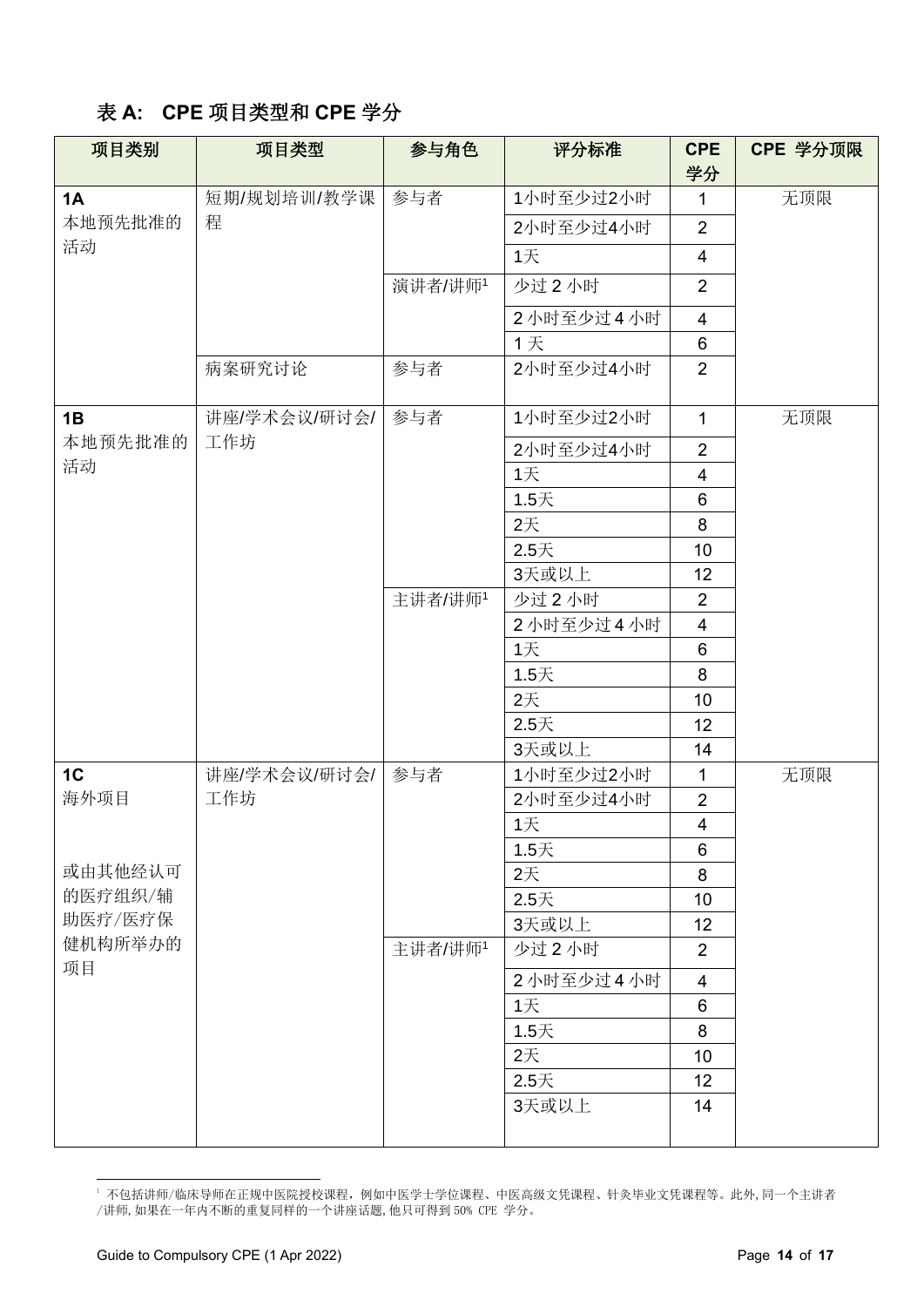## 表 A: CPE 项目类型和 CPE 学分

| 项目类别 | 项目类型 | 参与角色 | 评分标准 | CPE 学分 | CPE 学分顶限 |
|---|---|---|---|---|---|
| **1A** 本地预先批准的活动 | 短期/规划培训/教学课程 | 参与者 | 1小时至少过2小时 | 1 | 无顶限 |
| | | | 2小时至少过4小时 | 2 | |
| | | | 1天 | 4 | |
| | | 演讲者/讲师[1] | 少过 2 小时 | 2 | |
| | | | 2 小时至少过 4 小时 | 4 | |
| | | | 1 天 | 6 | |
| | 病案研究讨论 | 参与者 | 2小时至少过4小时 | 2 | |
| **1B** 本地预先批准的活动 | 讲座/学术会议/研讨会/工作坊 | 参与者 | 1小时至少过2小时 | 1 | 无顶限 |
| | | | 2小时至少过4小时 | 2 | |
| | | | 1天 | 4 | |
| | | | 1.5天 | 6 | |
| | | | 2天 | 8 | |
| | | | 2.5天 | 10 | |
| | | | 3天或以上 | 12 | |
| | | 主讲者/讲师[1] | 少过 2 小时 | 2 | |
| | | | 2 小时至少过 4 小时 | 4 | |
| | | | 1天 | 6 | |
| | | | 1.5天 | 8 | |
| | | | 2天 | 10 | |
| | | | 2.5天 | 12 | |
| | | | 3天或以上 | 14 | |
| **1C** 海外项目<br><br>或由其他经认可的医疗组织/辅助医疗/医疗保健机构所举办的项目 | 讲座/学术会议/研讨会/工作坊 | 参与者 | 1小时至少过2小时 | 1 | 无顶限 |
| | | | 2小时至少过4小时 | 2 | |
| | | | 1天 | 4 | |
| | | | 1.5天 | 6 | |
| | | | 2天 | 8 | |
| | | | 2.5天 | 10 | |
| | | | 3天或以上 | 12 | |
| | | 主讲者/讲师[1] | 少过 2 小时 | 2 | |
| | | | 2 小时至少过 4 小时 | 4 | |
| | | | 1天 | 6 | |
| | | | 1.5天 | 8 | |
| | | | 2天 | 10 | |
| | | | 2.5天 | 12 | |
| | | | 3天或以上 | 14 | |

[1] 不包括讲师/临床导师在正规中医院授校课程，例如中医学士学位课程、中医高级文凭课程、针灸毕业文凭课程等。此外，同一个主讲者/讲师，如果在一年内不断的重复同样的一个讲座话题，他只可得到 50% CPE 学分。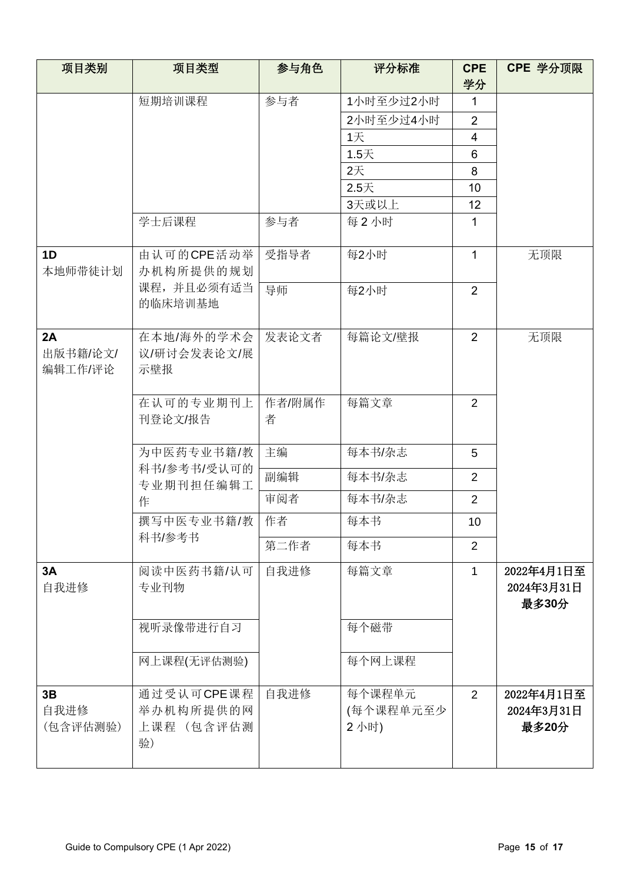| 项目类别 | 项目类型 | 参与角色 | 评分标准 | CPE 学分 | CPE 学分顶限 |
|---|---|---|---|---|---|
| | 短期培训课程 | 参与者 | 1小时至少过2小时 | 1 | |
| | | | 2小时至少过4小时 | 2 | |
| | | | 1天 | 4 | |
| | | | 1.5天 | 6 | |
| | | | 2天 | 8 | |
| | | | 2.5天 | 10 | |
| | | | 3天或以上 | 12 | |
| | 学士后课程 | 参与者 | 每 2 小时 | 1 | |
| **1D** 本地师带徒计划 | 由认可的CPE活动举办机构所提供的规划课程，并且必须有适当的临床培训基地 | 受指导者 | 每2小时 | 1 | 无顶限 |
| | | 导师 | 每2小时 | 2 | |
| **2A** 出版书籍/论文/编辑工作/评论 | 在本地/海外的学术会议/研讨会发表论文/展示壁报 | 发表论文者 | 每篇论文/壁报 | 2 | 无顶限 |
| | 在认可的专业期刊上刊登论文/报告 | 作者/附属作者 | 每篇文章 | 2 | |
| | 为中医药专业书籍/教科书/参考书/受认可的专业期刊担任编辑工作 | 主编 | 每本书/杂志 | 5 | |
| | | 副编辑 | 每本书/杂志 | 2 | |
| | | 审阅者 | 每本书/杂志 | 2 | |
| | 撰写中医专业书籍/教科书/参考书 | 作者 | 每本书 | 10 | |
| | | 第二作者 | 每本书 | 2 | |
| **3A** 自我进修 | 阅读中医药书籍/认可专业刊物 | 自我进修 | 每篇文章 | 1 | **2022年4月1日至2024年3月31日最多30分** |
| | 视听录像带进行自习 | | 每个磁带 | | |
| | 网上课程(无评估测验) | | 每个网上课程 | | |
| **3B** 自我进修（包含评估测验） | 通过受认可CPE课程举办机构所提供的网上课程（包含评估测验） | 自我进修 | 每个课程单元(每个课程单元至少2 小时) | 2 | **2022年4月1日至2024年3月31日最多20分** |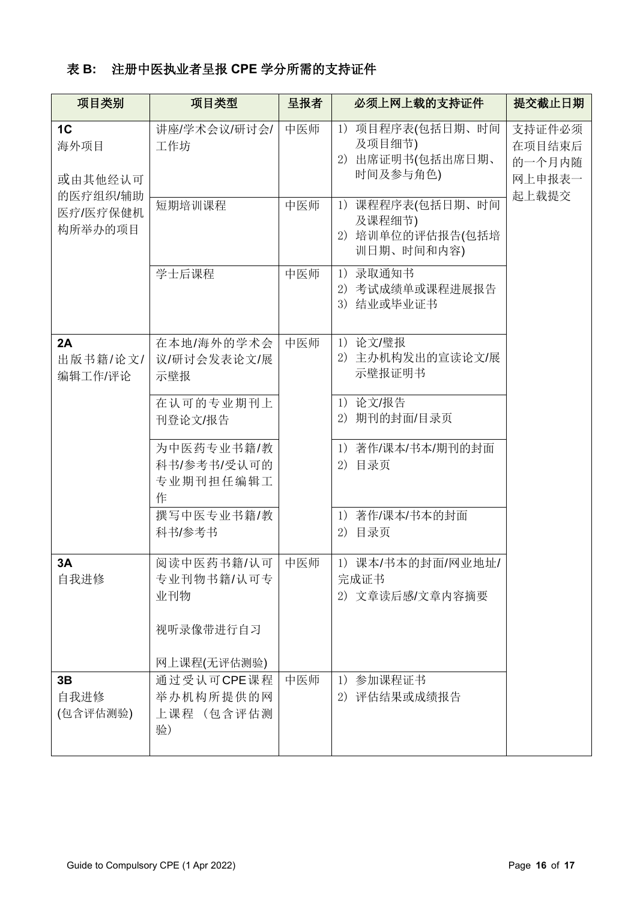**表 B:　注册中医执业者呈报 CPE 学分所需的支持证件**

| 项目类别 | 项目类型 | 呈报者 | 必须上网上载的支持证件 | 提交截止日期 |
|---|---|---|---|---|
| **1C**<br>海外项目<br><br>或由其他经认可的医疗组织/辅助医疗/医疗保健机构所举办的项目 | 讲座/学术会议/研讨会/工作坊 | 中医师 | 1) 项目程序表(包括日期、时间及项目细节)<br>2) 出席证明书(包括出席日期、时间及参与角色) | 支持证件必须在项目结束后的一个月内随网上申报表一起上载提交 |
| | 短期培训课程 | 中医师 | 1) 课程程序表(包括日期、时间及课程细节)<br>2) 培训单位的评估报告(包括培训日期、时间和内容) | |
| | 学士后课程 | 中医师 | 1) 录取通知书<br>2) 考试成绩单或课程进展报告<br>3) 结业或毕业证书 | |
| **2A**<br>出版书籍/论文/编辑工作/评论 | 在本地/海外的学术会议/研讨会发表论文/展示壁报 | 中医师 | 1) 论文/壁报<br>2) 主办机构发出的宣读论文/展示壁报证明书 | |
| | 在认可的专业期刊上刊登论文/报告 | | 1) 论文/报告<br>2) 期刊的封面/目录页 | |
| | 为中医药专业书籍/教科书/参考书/受认可的专业期刊担任编辑工作 | | 1) 著作/课本/书本/期刊的封面<br>2) 目录页 | |
| | 撰写中医专业书籍/教科书/参考书 | | 1) 著作/课本/书本的封面<br>2) 目录页 | |
| **3A**<br>自我进修 | 阅读中医药书籍/认可专业刊物书籍/认可专业刊物<br><br>视听录像带进行自习<br><br>网上课程(无评估测验) | 中医师 | 1) 课本/书本的封面/网业地址/完成证书<br>2) 文章读后感/文章内容摘要 | |
| **3B**<br>自我进修<br>(包含评估测验) | 通过受认可CPE课程举办机构所提供的网上课程（包含评估测验） | 中医师 | 1) 参加课程证书<br>2) 评估结果或成绩报告 | |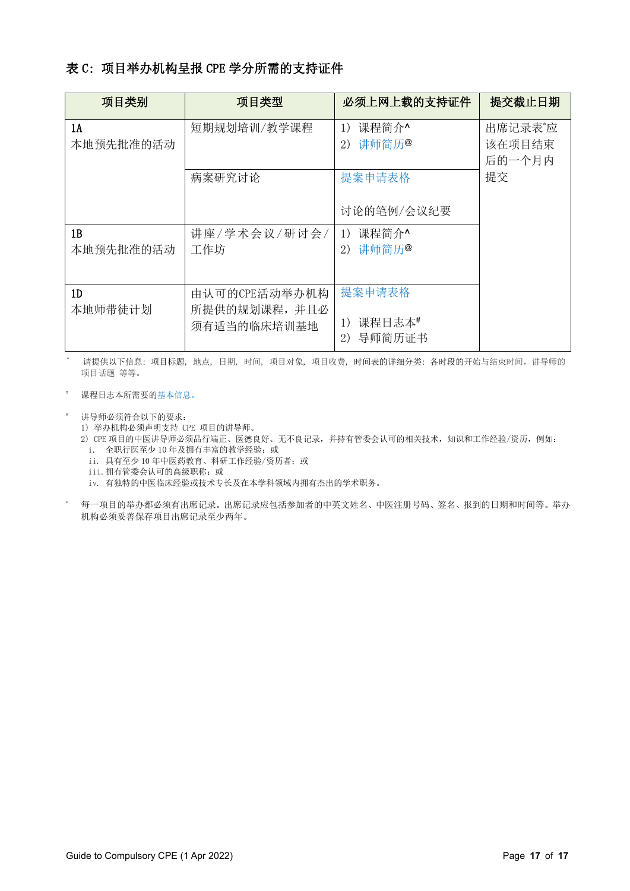### 表 C：项目举办机构呈报 CPE 学分所需的支持证件

| 项目类别 | 项目类型 | 必须上网上载的支持证件 | 提交截止日期 |
| --- | --- | --- | --- |
| 1A<br>本地预先批准的活动 | 短期规划培训/教学课程 | 1） 课程简介^<br>2） 讲师简历@ | 出席记录表*应该在项目结束后的一个月内提交 |
| | 病案研究讨论 | 提案申请表格<br><br>讨论的笔例/会议纪要 | |
| 1B<br>本地预先批准的活动 | 讲座/学术会议/研讨会/工作坊 | 1） 课程简介^<br>2） 讲师简历@ | |
| 1D<br>本地师带徒计划 | 由认可的CPE活动举办机构所提供的规划课程，并且必须有适当的临床培训基地 | 提案申请表格<br><br>1） 课程日志本#<br>2） 导师简历证书 | |

^ 请提供以下信息：项目标题，地点，日期，时间，项目对象，项目收费，时间表的详细分类：各时段的开始与结束时间，讲导师的项目话题 等等。

\# 课程日志本所需要的基本信息。

@ 讲导师必须符合以下的要求：
1） 举办机构必须声明支持 CPE 项目的讲导师。
2） CPE 项目的中医讲导师必须品行端正、医德良好、无不良记录，并持有管委会认可的相关技术，知识和工作经验/资历，例如：
   i. 全职行医至少 10 年及拥有丰富的教学经验；或
   ii. 具有至少 10 年中医药教育、科研工作经验/资历者；或
   iii. 拥有管委会认可的高级职称；或
   iv. 有独特的中医临床经验或技术专长及在本学科领域内拥有杰出的学术职务。

\* 每一项目的举办都必须有出席记录。出席记录应包括参加者的中英文姓名、中医注册号码、签名、报到的日期和时间等。举办机构必须妥善保存项目出席记录至少两年。